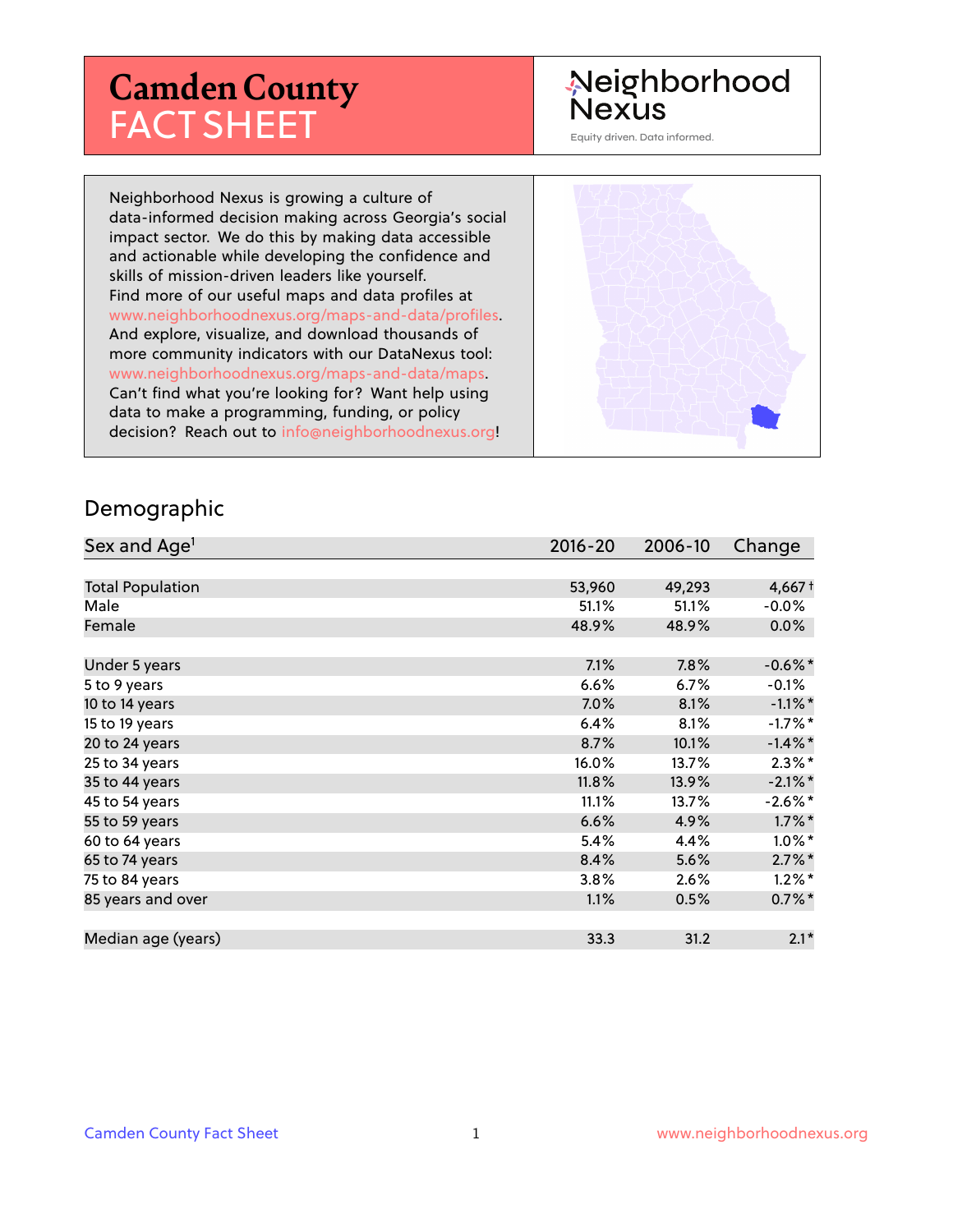# Camden County FACT SHEET

Neighborhood Nexus

Equity driven. Data informed.

Neighborhood Nexus is growing a culture of data-informed decision making across Georgia's social impact sector. We do this by making data accessible and actionable while developing the confidence and skills of mission-driven leaders like yourself. Find more of our useful maps and data profiles at www.neighborhoodnexus.org/maps-and-data/profiles. And explore, visualize, and download thousands of more community indicators with our DataNexus tool: www.neighborhoodnexus.org/maps-and-data/maps. Can't find what you're looking for? Want help using data to make a programming, funding, or policy decision? Reach out to info@neighborhoodnexus.org!

## Demographic

| Sex and Age[1] | 2016-20 | 2006-10 | Change |
|---|---|---|---|
| Total Population | 53,960 | 49,293 | 4,667 † |
| Male | 51.1% | 51.1% | -0.0% |
| Female | 48.9% | 48.9% | 0.0% |
| | | | |
| Under 5 years | 7.1% | 7.8% | -0.6%* |
| 5 to 9 years | 6.6% | 6.7% | -0.1% |
| 10 to 14 years | 7.0% | 8.1% | -1.1%* |
| 15 to 19 years | 6.4% | 8.1% | -1.7%* |
| 20 to 24 years | 8.7% | 10.1% | -1.4%* |
| 25 to 34 years | 16.0% | 13.7% | 2.3%* |
| 35 to 44 years | 11.8% | 13.9% | -2.1%* |
| 45 to 54 years | 11.1% | 13.7% | -2.6%* |
| 55 to 59 years | 6.6% | 4.9% | 1.7%* |
| 60 to 64 years | 5.4% | 4.4% | 1.0%* |
| 65 to 74 years | 8.4% | 5.6% | 2.7%* |
| 75 to 84 years | 3.8% | 2.6% | 1.2%* |
| 85 years and over | 1.1% | 0.5% | 0.7%* |
| | | | |
| Median age (years) | 33.3 | 31.2 | 2.1* |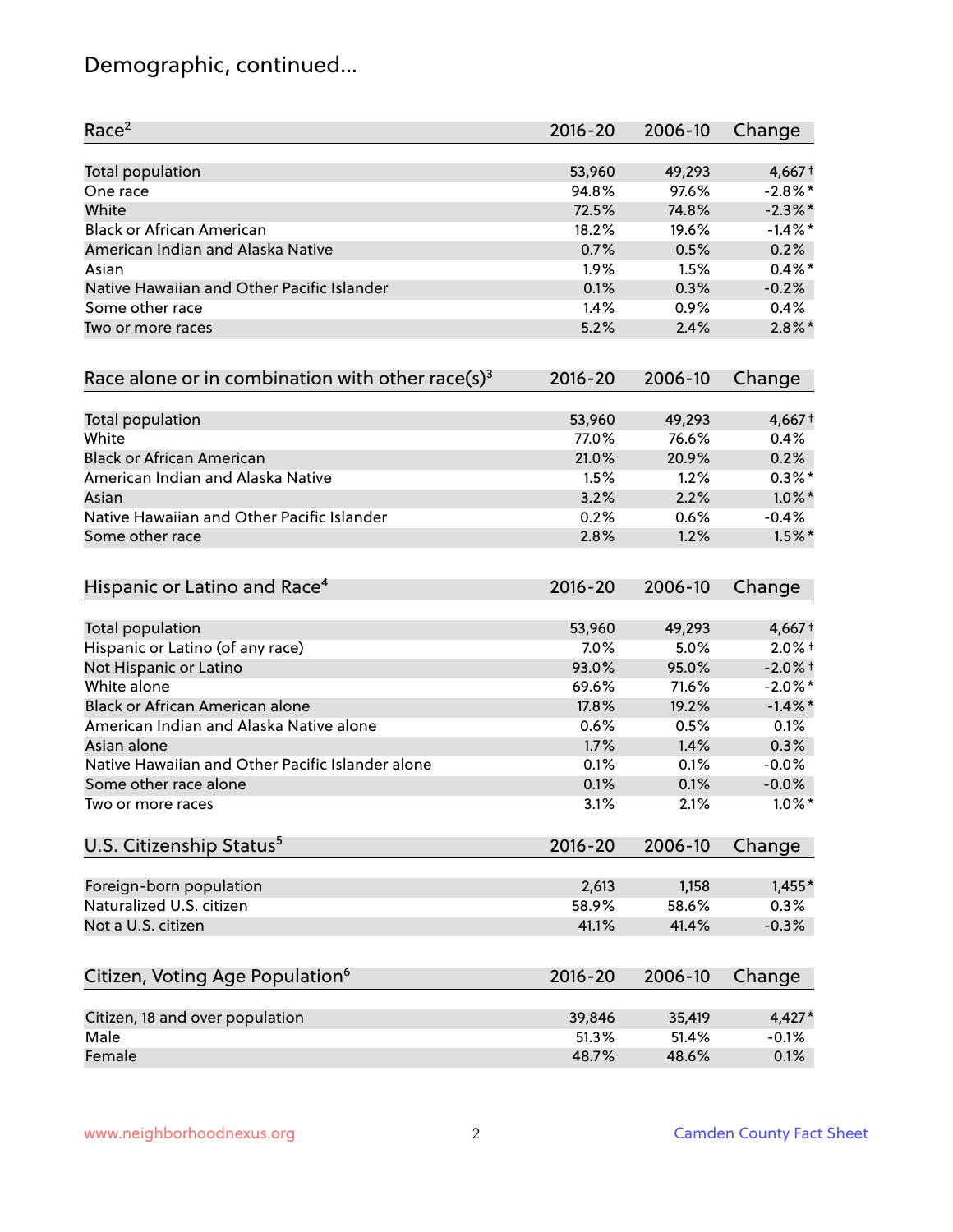# Demographic, continued...

| Race[2] | 2016-20 | 2006-10 | Change |
|---|---|---|---|
| Total population | 53,960 | 49,293 | 4,667† |
| One race | 94.8% | 97.6% | -2.8%* |
| White | 72.5% | 74.8% | -2.3%* |
| Black or African American | 18.2% | 19.6% | -1.4%* |
| American Indian and Alaska Native | 0.7% | 0.5% | 0.2% |
| Asian | 1.9% | 1.5% | 0.4%* |
| Native Hawaiian and Other Pacific Islander | 0.1% | 0.3% | -0.2% |
| Some other race | 1.4% | 0.9% | 0.4% |
| Two or more races | 5.2% | 2.4% | 2.8%* |

| Race alone or in combination with other race(s)[3] | 2016-20 | 2006-10 | Change |
|---|---|---|---|
| Total population | 53,960 | 49,293 | 4,667† |
| White | 77.0% | 76.6% | 0.4% |
| Black or African American | 21.0% | 20.9% | 0.2% |
| American Indian and Alaska Native | 1.5% | 1.2% | 0.3%* |
| Asian | 3.2% | 2.2% | 1.0%* |
| Native Hawaiian and Other Pacific Islander | 0.2% | 0.6% | -0.4% |
| Some other race | 2.8% | 1.2% | 1.5%* |

| Hispanic or Latino and Race[4] | 2016-20 | 2006-10 | Change |
|---|---|---|---|
| Total population | 53,960 | 49,293 | 4,667† |
| Hispanic or Latino (of any race) | 7.0% | 5.0% | 2.0%† |
| Not Hispanic or Latino | 93.0% | 95.0% | -2.0%† |
| White alone | 69.6% | 71.6% | -2.0%* |
| Black or African American alone | 17.8% | 19.2% | -1.4%* |
| American Indian and Alaska Native alone | 0.6% | 0.5% | 0.1% |
| Asian alone | 1.7% | 1.4% | 0.3% |
| Native Hawaiian and Other Pacific Islander alone | 0.1% | 0.1% | -0.0% |
| Some other race alone | 0.1% | 0.1% | -0.0% |
| Two or more races | 3.1% | 2.1% | 1.0%* |

| U.S. Citizenship Status[5] | 2016-20 | 2006-10 | Change |
|---|---|---|---|
| Foreign-born population | 2,613 | 1,158 | 1,455* |
| Naturalized U.S. citizen | 58.9% | 58.6% | 0.3% |
| Not a U.S. citizen | 41.1% | 41.4% | -0.3% |

| Citizen, Voting Age Population[6] | 2016-20 | 2006-10 | Change |
|---|---|---|---|
| Citizen, 18 and over population | 39,846 | 35,419 | 4,427* |
| Male | 51.3% | 51.4% | -0.1% |
| Female | 48.7% | 48.6% | 0.1% |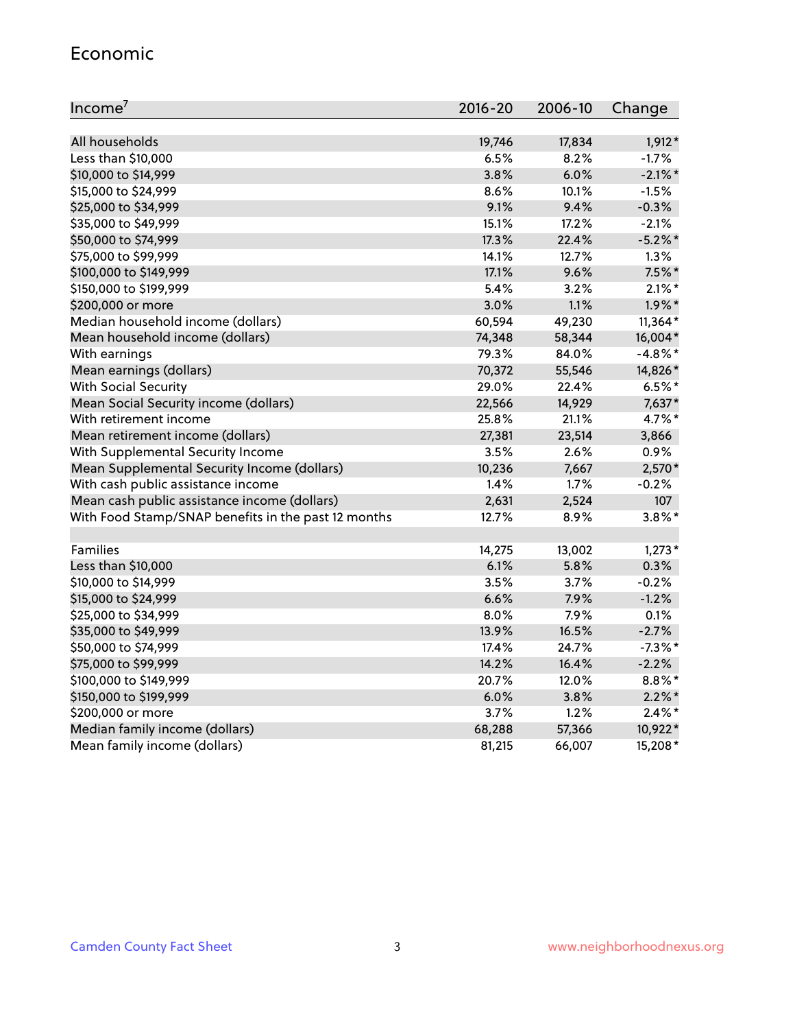## Economic

| Income[7] | 2016-20 | 2006-10 | Change |
|---|---|---|---|
| All households | 19,746 | 17,834 | 1,912* |
| Less than $10,000 | 6.5% | 8.2% | -1.7% |
| $10,000 to $14,999 | 3.8% | 6.0% | -2.1%* |
| $15,000 to $24,999 | 8.6% | 10.1% | -1.5% |
| $25,000 to $34,999 | 9.1% | 9.4% | -0.3% |
| $35,000 to $49,999 | 15.1% | 17.2% | -2.1% |
| $50,000 to $74,999 | 17.3% | 22.4% | -5.2%* |
| $75,000 to $99,999 | 14.1% | 12.7% | 1.3% |
| $100,000 to $149,999 | 17.1% | 9.6% | 7.5%* |
| $150,000 to $199,999 | 5.4% | 3.2% | 2.1%* |
| $200,000 or more | 3.0% | 1.1% | 1.9%* |
| Median household income (dollars) | 60,594 | 49,230 | 11,364* |
| Mean household income (dollars) | 74,348 | 58,344 | 16,004* |
| With earnings | 79.3% | 84.0% | -4.8%* |
| Mean earnings (dollars) | 70,372 | 55,546 | 14,826* |
| With Social Security | 29.0% | 22.4% | 6.5%* |
| Mean Social Security income (dollars) | 22,566 | 14,929 | 7,637* |
| With retirement income | 25.8% | 21.1% | 4.7%* |
| Mean retirement income (dollars) | 27,381 | 23,514 | 3,866 |
| With Supplemental Security Income | 3.5% | 2.6% | 0.9% |
| Mean Supplemental Security Income (dollars) | 10,236 | 7,667 | 2,570* |
| With cash public assistance income | 1.4% | 1.7% | -0.2% |
| Mean cash public assistance income (dollars) | 2,631 | 2,524 | 107 |
| With Food Stamp/SNAP benefits in the past 12 months | 12.7% | 8.9% | 3.8%* |
| | | | |
| Families | 14,275 | 13,002 | 1,273* |
| Less than $10,000 | 6.1% | 5.8% | 0.3% |
| $10,000 to $14,999 | 3.5% | 3.7% | -0.2% |
| $15,000 to $24,999 | 6.6% | 7.9% | -1.2% |
| $25,000 to $34,999 | 8.0% | 7.9% | 0.1% |
| $35,000 to $49,999 | 13.9% | 16.5% | -2.7% |
| $50,000 to $74,999 | 17.4% | 24.7% | -7.3%* |
| $75,000 to $99,999 | 14.2% | 16.4% | -2.2% |
| $100,000 to $149,999 | 20.7% | 12.0% | 8.8%* |
| $150,000 to $199,999 | 6.0% | 3.8% | 2.2%* |
| $200,000 or more | 3.7% | 1.2% | 2.4%* |
| Median family income (dollars) | 68,288 | 57,366 | 10,922* |
| Mean family income (dollars) | 81,215 | 66,007 | 15,208* |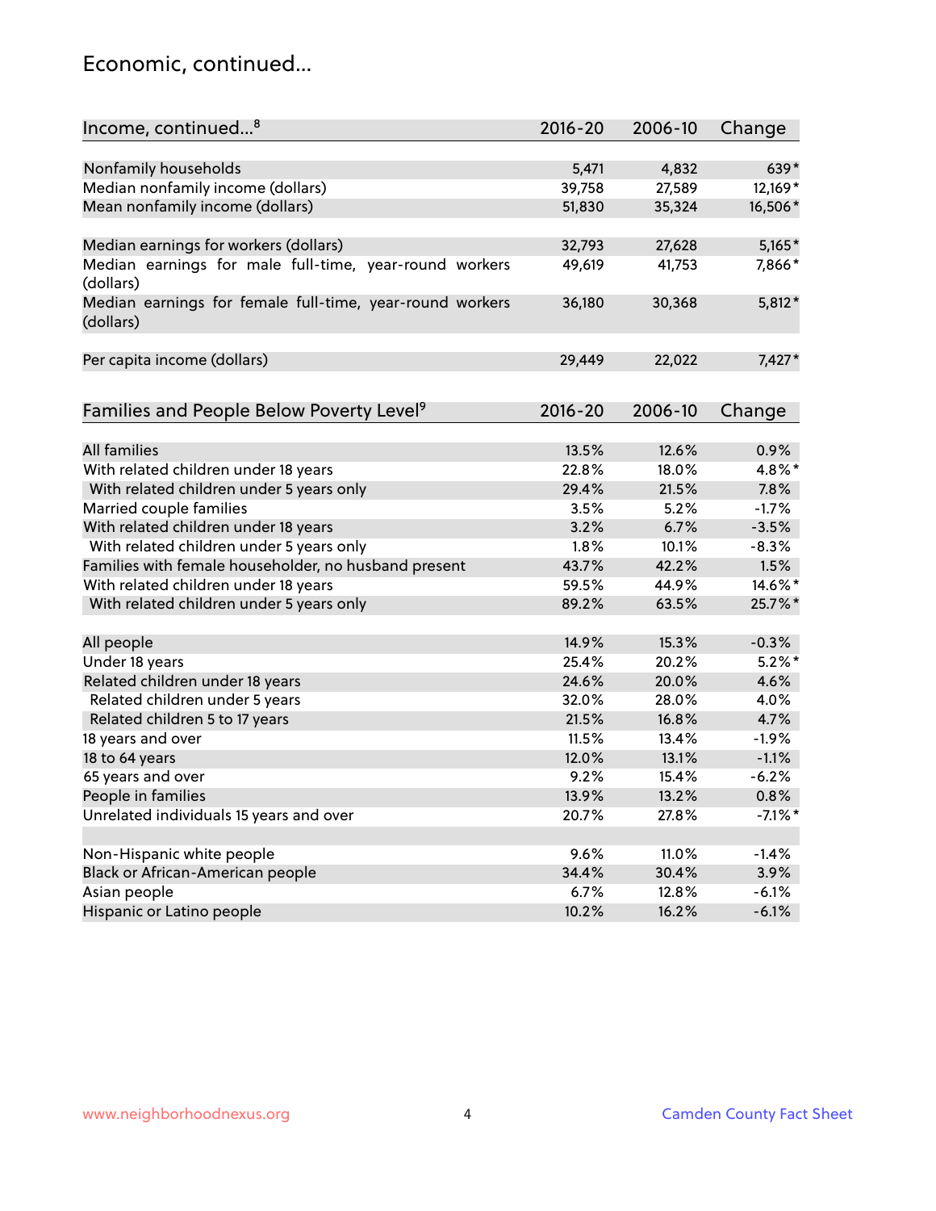# Economic, continued...

| Income, continued...[8] | 2016-20 | 2006-10 | Change |
|---|---|---|---|
| Nonfamily households | 5,471 | 4,832 | 639* |
| Median nonfamily income (dollars) | 39,758 | 27,589 | 12,169* |
| Mean nonfamily income (dollars) | 51,830 | 35,324 | 16,506* |
| Median earnings for workers (dollars) | 32,793 | 27,628 | 5,165* |
| Median earnings for male full-time, year-round workers (dollars) | 49,619 | 41,753 | 7,866* |
| Median earnings for female full-time, year-round workers (dollars) | 36,180 | 30,368 | 5,812* |
| Per capita income (dollars) | 29,449 | 22,022 | 7,427* |

| Families and People Below Poverty Level[9] | 2016-20 | 2006-10 | Change |
|---|---|---|---|
| All families | 13.5% | 12.6% | 0.9% |
| With related children under 18 years | 22.8% | 18.0% | 4.8%* |
| With related children under 5 years only | 29.4% | 21.5% | 7.8% |
| Married couple families | 3.5% | 5.2% | -1.7% |
| With related children under 18 years | 3.2% | 6.7% | -3.5% |
| With related children under 5 years only | 1.8% | 10.1% | -8.3% |
| Families with female householder, no husband present | 43.7% | 42.2% | 1.5% |
| With related children under 18 years | 59.5% | 44.9% | 14.6%* |
| With related children under 5 years only | 89.2% | 63.5% | 25.7%* |
| All people | 14.9% | 15.3% | -0.3% |
| Under 18 years | 25.4% | 20.2% | 5.2%* |
| Related children under 18 years | 24.6% | 20.0% | 4.6% |
| Related children under 5 years | 32.0% | 28.0% | 4.0% |
| Related children 5 to 17 years | 21.5% | 16.8% | 4.7% |
| 18 years and over | 11.5% | 13.4% | -1.9% |
| 18 to 64 years | 12.0% | 13.1% | -1.1% |
| 65 years and over | 9.2% | 15.4% | -6.2% |
| People in families | 13.9% | 13.2% | 0.8% |
| Unrelated individuals 15 years and over | 20.7% | 27.8% | -7.1%* |
| Non-Hispanic white people | 9.6% | 11.0% | -1.4% |
| Black or African-American people | 34.4% | 30.4% | 3.9% |
| Asian people | 6.7% | 12.8% | -6.1% |
| Hispanic or Latino people | 10.2% | 16.2% | -6.1% |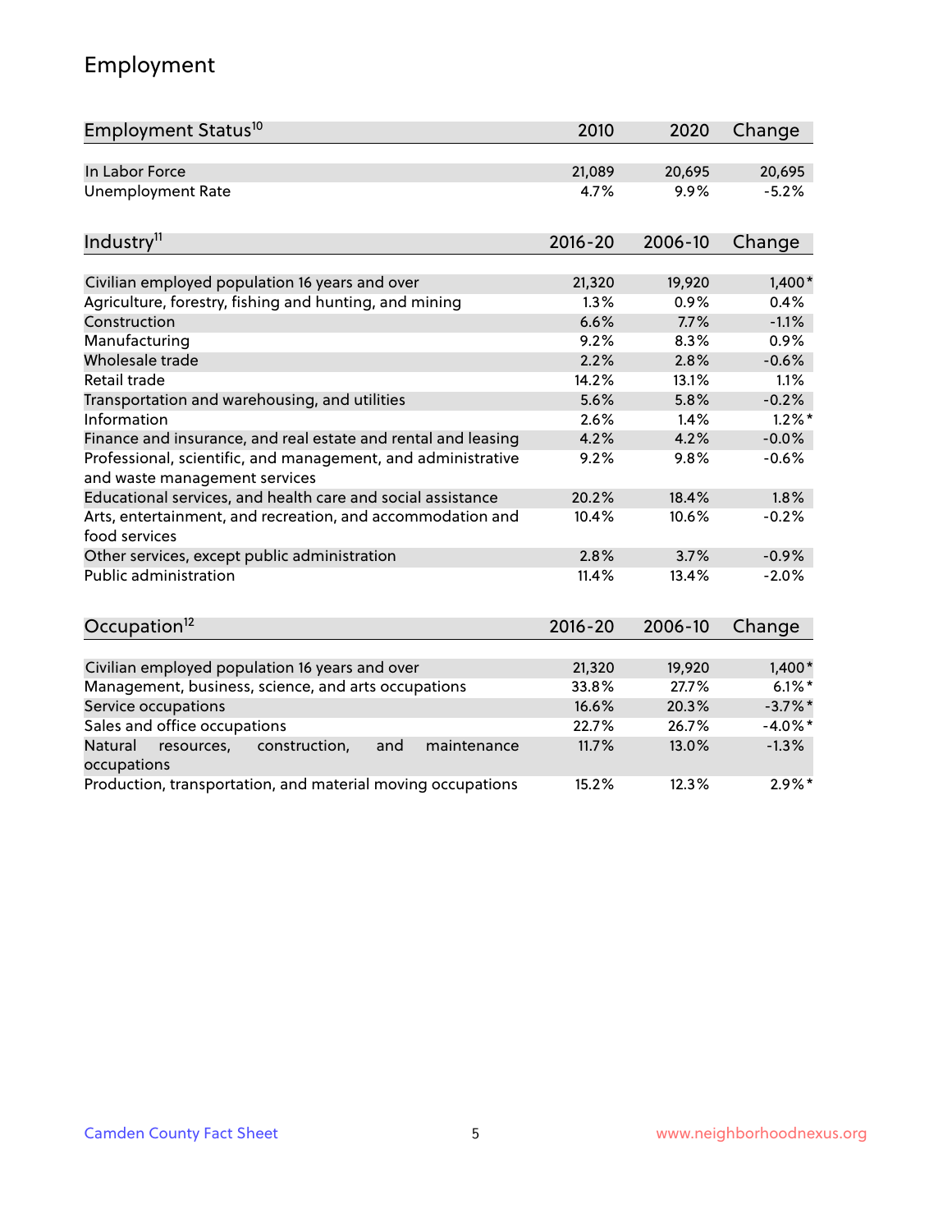## Employment

| Employment Status[10] | 2010 | 2020 | Change |
|---|---|---|---|
| In Labor Force | 21,089 | 20,695 | 20,695 |
| Unemployment Rate | 4.7% | 9.9% | -5.2% |

| Industry[11] | 2016-20 | 2006-10 | Change |
|---|---|---|---|
| Civilian employed population 16 years and over | 21,320 | 19,920 | 1,400* |
| Agriculture, forestry, fishing and hunting, and mining | 1.3% | 0.9% | 0.4% |
| Construction | 6.6% | 7.7% | -1.1% |
| Manufacturing | 9.2% | 8.3% | 0.9% |
| Wholesale trade | 2.2% | 2.8% | -0.6% |
| Retail trade | 14.2% | 13.1% | 1.1% |
| Transportation and warehousing, and utilities | 5.6% | 5.8% | -0.2% |
| Information | 2.6% | 1.4% | 1.2%* |
| Finance and insurance, and real estate and rental and leasing | 4.2% | 4.2% | -0.0% |
| Professional, scientific, and management, and administrative and waste management services | 9.2% | 9.8% | -0.6% |
| Educational services, and health care and social assistance | 20.2% | 18.4% | 1.8% |
| Arts, entertainment, and recreation, and accommodation and food services | 10.4% | 10.6% | -0.2% |
| Other services, except public administration | 2.8% | 3.7% | -0.9% |
| Public administration | 11.4% | 13.4% | -2.0% |

| Occupation[12] | 2016-20 | 2006-10 | Change |
|---|---|---|---|
| Civilian employed population 16 years and over | 21,320 | 19,920 | 1,400* |
| Management, business, science, and arts occupations | 33.8% | 27.7% | 6.1%* |
| Service occupations | 16.6% | 20.3% | -3.7%* |
| Sales and office occupations | 22.7% | 26.7% | -4.0%* |
| Natural resources, construction, and maintenance occupations | 11.7% | 13.0% | -1.3% |
| Production, transportation, and material moving occupations | 15.2% | 12.3% | 2.9%* |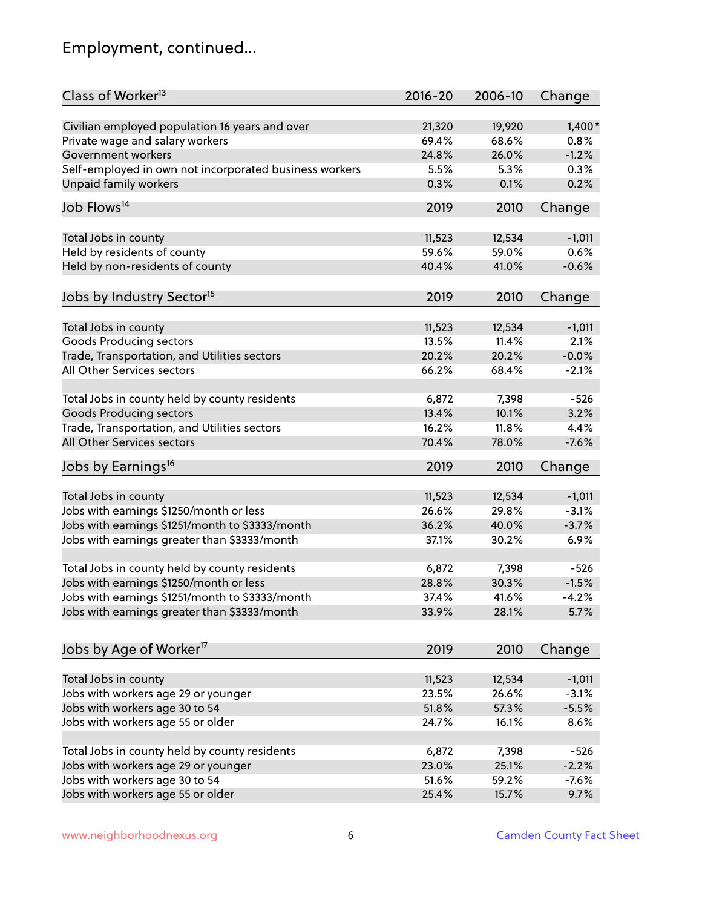# Employment, continued...

| Class of Worker[13] | 2016-20 | 2006-10 | Change |
|---|---|---|---|
| Civilian employed population 16 years and over | 21,320 | 19,920 | 1,400* |
| Private wage and salary workers | 69.4% | 68.6% | 0.8% |
| Government workers | 24.8% | 26.0% | -1.2% |
| Self-employed in own not incorporated business workers | 5.5% | 5.3% | 0.3% |
| Unpaid family workers | 0.3% | 0.1% | 0.2% |

| Job Flows[14] | 2019 | 2010 | Change |
|---|---|---|---|
| Total Jobs in county | 11,523 | 12,534 | -1,011 |
| Held by residents of county | 59.6% | 59.0% | 0.6% |
| Held by non-residents of county | 40.4% | 41.0% | -0.6% |

| Jobs by Industry Sector[15] | 2019 | 2010 | Change |
|---|---|---|---|
| Total Jobs in county | 11,523 | 12,534 | -1,011 |
| Goods Producing sectors | 13.5% | 11.4% | 2.1% |
| Trade, Transportation, and Utilities sectors | 20.2% | 20.2% | -0.0% |
| All Other Services sectors | 66.2% | 68.4% | -2.1% |
| | | | |
| Total Jobs in county held by county residents | 6,872 | 7,398 | -526 |
| Goods Producing sectors | 13.4% | 10.1% | 3.2% |
| Trade, Transportation, and Utilities sectors | 16.2% | 11.8% | 4.4% |
| All Other Services sectors | 70.4% | 78.0% | -7.6% |

| Jobs by Earnings[16] | 2019 | 2010 | Change |
|---|---|---|---|
| Total Jobs in county | 11,523 | 12,534 | -1,011 |
| Jobs with earnings $1250/month or less | 26.6% | 29.8% | -3.1% |
| Jobs with earnings $1251/month to $3333/month | 36.2% | 40.0% | -3.7% |
| Jobs with earnings greater than $3333/month | 37.1% | 30.2% | 6.9% |
| | | | |
| Total Jobs in county held by county residents | 6,872 | 7,398 | -526 |
| Jobs with earnings $1250/month or less | 28.8% | 30.3% | -1.5% |
| Jobs with earnings $1251/month to $3333/month | 37.4% | 41.6% | -4.2% |
| Jobs with earnings greater than $3333/month | 33.9% | 28.1% | 5.7% |

| Jobs by Age of Worker[17] | 2019 | 2010 | Change |
|---|---|---|---|
| Total Jobs in county | 11,523 | 12,534 | -1,011 |
| Jobs with workers age 29 or younger | 23.5% | 26.6% | -3.1% |
| Jobs with workers age 30 to 54 | 51.8% | 57.3% | -5.5% |
| Jobs with workers age 55 or older | 24.7% | 16.1% | 8.6% |
| | | | |
| Total Jobs in county held by county residents | 6,872 | 7,398 | -526 |
| Jobs with workers age 29 or younger | 23.0% | 25.1% | -2.2% |
| Jobs with workers age 30 to 54 | 51.6% | 59.2% | -7.6% |
| Jobs with workers age 55 or older | 25.4% | 15.7% | 9.7% |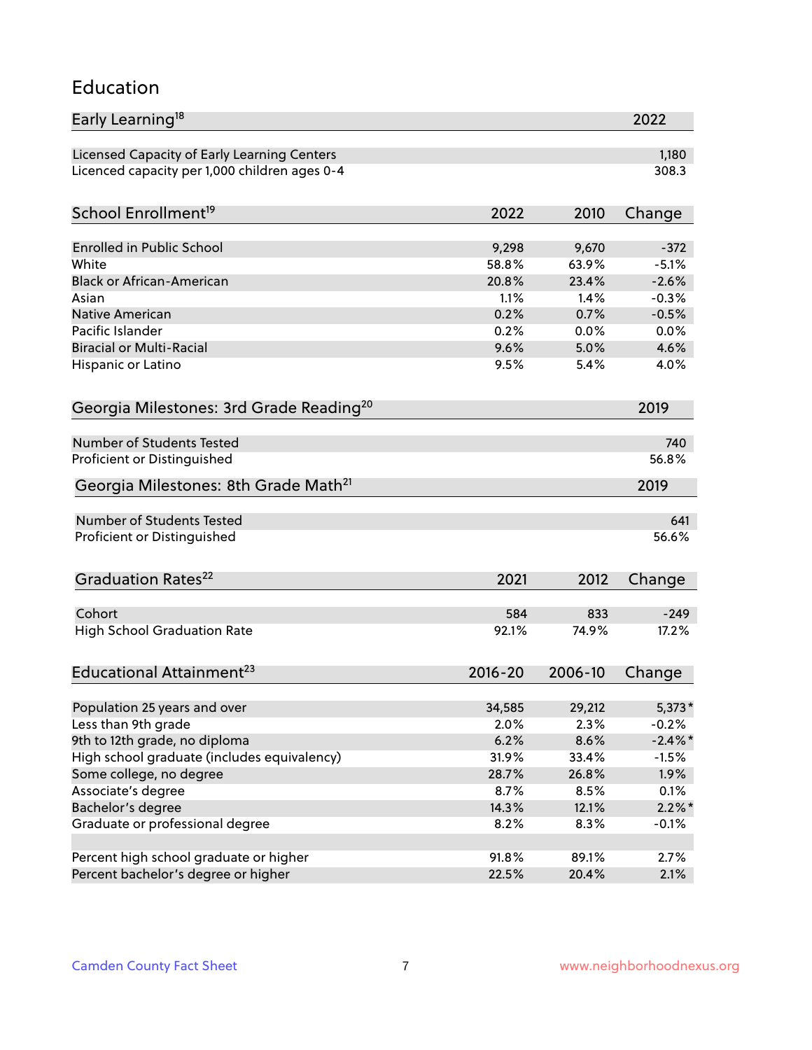## Education

| Early Learning[18] | 2022 |
|---|---|
| Licensed Capacity of Early Learning Centers | 1,180 |
| Licenced capacity per 1,000 children ages 0-4 | 308.3 |

| School Enrollment[19] | 2022 | 2010 | Change |
|---|---|---|---|
| Enrolled in Public School | 9,298 | 9,670 | -372 |
| White | 58.8% | 63.9% | -5.1% |
| Black or African-American | 20.8% | 23.4% | -2.6% |
| Asian | 1.1% | 1.4% | -0.3% |
| Native American | 0.2% | 0.7% | -0.5% |
| Pacific Islander | 0.2% | 0.0% | 0.0% |
| Biracial or Multi-Racial | 9.6% | 5.0% | 4.6% |
| Hispanic or Latino | 9.5% | 5.4% | 4.0% |

| Georgia Milestones: 3rd Grade Reading[20] | 2019 |
|---|---|
| Number of Students Tested | 740 |
| Proficient or Distinguished | 56.8% |

| Georgia Milestones: 8th Grade Math[21] | 2019 |
|---|---|
| Number of Students Tested | 641 |
| Proficient or Distinguished | 56.6% |

| Graduation Rates[22] | 2021 | 2012 | Change |
|---|---|---|---|
| Cohort | 584 | 833 | -249 |
| High School Graduation Rate | 92.1% | 74.9% | 17.2% |

| Educational Attainment[23] | 2016-20 | 2006-10 | Change |
|---|---|---|---|
| Population 25 years and over | 34,585 | 29,212 | 5,373* |
| Less than 9th grade | 2.0% | 2.3% | -0.2% |
| 9th to 12th grade, no diploma | 6.2% | 8.6% | -2.4%* |
| High school graduate (includes equivalency) | 31.9% | 33.4% | -1.5% |
| Some college, no degree | 28.7% | 26.8% | 1.9% |
| Associate's degree | 8.7% | 8.5% | 0.1% |
| Bachelor's degree | 14.3% | 12.1% | 2.2%* |
| Graduate or professional degree | 8.2% | 8.3% | -0.1% |
| | | | |
| Percent high school graduate or higher | 91.8% | 89.1% | 2.7% |
| Percent bachelor's degree or higher | 22.5% | 20.4% | 2.1% |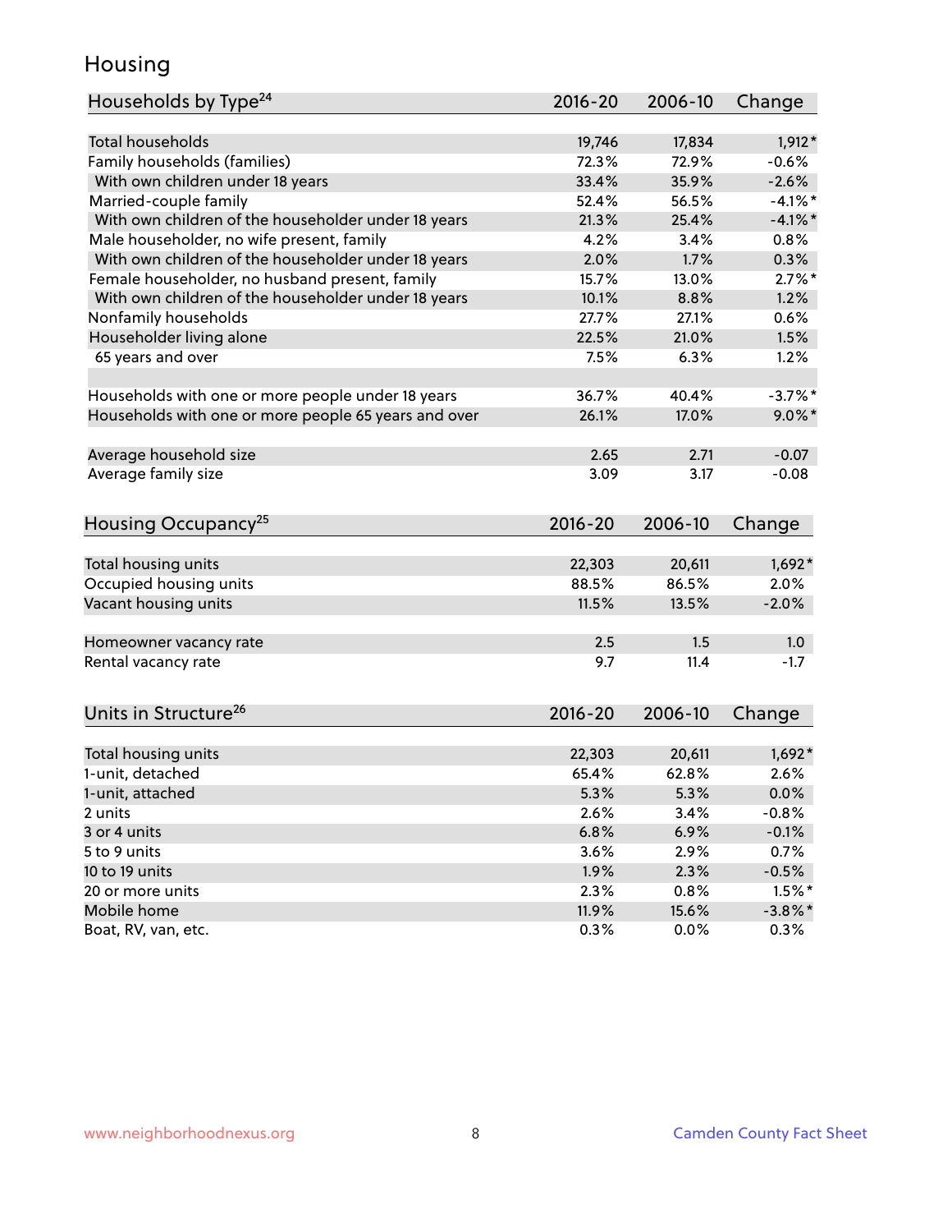## Housing

| Households by Type[24] | 2016-20 | 2006-10 | Change |
|---|---|---|---|
| Total households | 19,746 | 17,834 | 1,912* |
| Family households (families) | 72.3% | 72.9% | -0.6% |
| With own children under 18 years | 33.4% | 35.9% | -2.6% |
| Married-couple family | 52.4% | 56.5% | -4.1%* |
| With own children of the householder under 18 years | 21.3% | 25.4% | -4.1%* |
| Male householder, no wife present, family | 4.2% | 3.4% | 0.8% |
| With own children of the householder under 18 years | 2.0% | 1.7% | 0.3% |
| Female householder, no husband present, family | 15.7% | 13.0% | 2.7%* |
| With own children of the householder under 18 years | 10.1% | 8.8% | 1.2% |
| Nonfamily households | 27.7% | 27.1% | 0.6% |
| Householder living alone | 22.5% | 21.0% | 1.5% |
| 65 years and over | 7.5% | 6.3% | 1.2% |
| | | | |
| Households with one or more people under 18 years | 36.7% | 40.4% | -3.7%* |
| Households with one or more people 65 years and over | 26.1% | 17.0% | 9.0%* |
| | | | |
| Average household size | 2.65 | 2.71 | -0.07 |
| Average family size | 3.09 | 3.17 | -0.08 |

| Housing Occupancy[25] | 2016-20 | 2006-10 | Change |
|---|---|---|---|
| Total housing units | 22,303 | 20,611 | 1,692* |
| Occupied housing units | 88.5% | 86.5% | 2.0% |
| Vacant housing units | 11.5% | 13.5% | -2.0% |
| | | | |
| Homeowner vacancy rate | 2.5 | 1.5 | 1.0 |
| Rental vacancy rate | 9.7 | 11.4 | -1.7 |

| Units in Structure[26] | 2016-20 | 2006-10 | Change |
|---|---|---|---|
| Total housing units | 22,303 | 20,611 | 1,692* |
| 1-unit, detached | 65.4% | 62.8% | 2.6% |
| 1-unit, attached | 5.3% | 5.3% | 0.0% |
| 2 units | 2.6% | 3.4% | -0.8% |
| 3 or 4 units | 6.8% | 6.9% | -0.1% |
| 5 to 9 units | 3.6% | 2.9% | 0.7% |
| 10 to 19 units | 1.9% | 2.3% | -0.5% |
| 20 or more units | 2.3% | 0.8% | 1.5%* |
| Mobile home | 11.9% | 15.6% | -3.8%* |
| Boat, RV, van, etc. | 0.3% | 0.0% | 0.3% |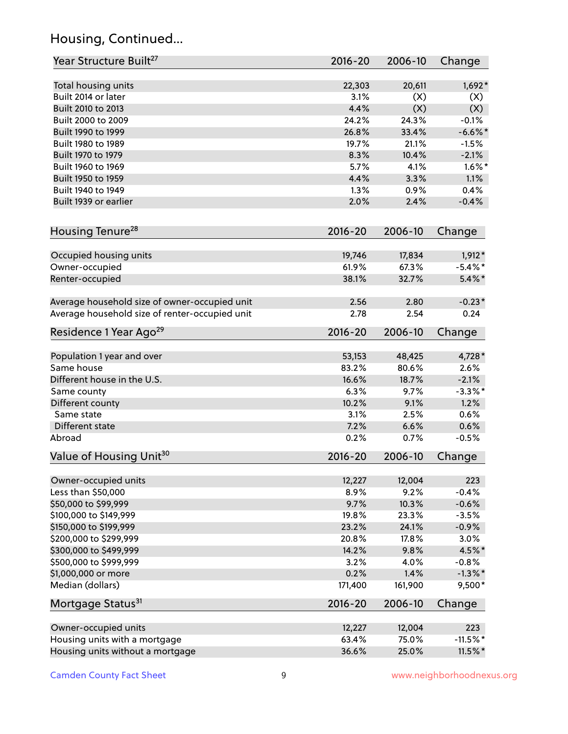## Housing, Continued...

| Year Structure Built[27] | 2016-20 | 2006-10 | Change |
|---|---|---|---|
| Total housing units | 22,303 | 20,611 | 1,692* |
| Built 2014 or later | 3.1% | (X) | (X) |
| Built 2010 to 2013 | 4.4% | (X) | (X) |
| Built 2000 to 2009 | 24.2% | 24.3% | -0.1% |
| Built 1990 to 1999 | 26.8% | 33.4% | -6.6%* |
| Built 1980 to 1989 | 19.7% | 21.1% | -1.5% |
| Built 1970 to 1979 | 8.3% | 10.4% | -2.1% |
| Built 1960 to 1969 | 5.7% | 4.1% | 1.6%* |
| Built 1950 to 1959 | 4.4% | 3.3% | 1.1% |
| Built 1940 to 1949 | 1.3% | 0.9% | 0.4% |
| Built 1939 or earlier | 2.0% | 2.4% | -0.4% |

| Housing Tenure[28] | 2016-20 | 2006-10 | Change |
|---|---|---|---|
| Occupied housing units | 19,746 | 17,834 | 1,912* |
| Owner-occupied | 61.9% | 67.3% | -5.4%* |
| Renter-occupied | 38.1% | 32.7% | 5.4%* |
| Average household size of owner-occupied unit | 2.56 | 2.80 | -0.23* |
| Average household size of renter-occupied unit | 2.78 | 2.54 | 0.24 |

| Residence 1 Year Ago[29] | 2016-20 | 2006-10 | Change |
|---|---|---|---|
| Population 1 year and over | 53,153 | 48,425 | 4,728* |
| Same house | 83.2% | 80.6% | 2.6% |
| Different house in the U.S. | 16.6% | 18.7% | -2.1% |
| Same county | 6.3% | 9.7% | -3.3%* |
| Different county | 10.2% | 9.1% | 1.2% |
| Same state | 3.1% | 2.5% | 0.6% |
| Different state | 7.2% | 6.6% | 0.6% |
| Abroad | 0.2% | 0.7% | -0.5% |

| Value of Housing Unit[30] | 2016-20 | 2006-10 | Change |
|---|---|---|---|
| Owner-occupied units | 12,227 | 12,004 | 223 |
| Less than $50,000 | 8.9% | 9.2% | -0.4% |
| $50,000 to $99,999 | 9.7% | 10.3% | -0.6% |
| $100,000 to $149,999 | 19.8% | 23.3% | -3.5% |
| $150,000 to $199,999 | 23.2% | 24.1% | -0.9% |
| $200,000 to $299,999 | 20.8% | 17.8% | 3.0% |
| $300,000 to $499,999 | 14.2% | 9.8% | 4.5%* |
| $500,000 to $999,999 | 3.2% | 4.0% | -0.8% |
| $1,000,000 or more | 0.2% | 1.4% | -1.3%* |
| Median (dollars) | 171,400 | 161,900 | 9,500* |

| Mortgage Status[31] | 2016-20 | 2006-10 | Change |
|---|---|---|---|
| Owner-occupied units | 12,227 | 12,004 | 223 |
| Housing units with a mortgage | 63.4% | 75.0% | -11.5%* |
| Housing units without a mortgage | 36.6% | 25.0% | 11.5%* |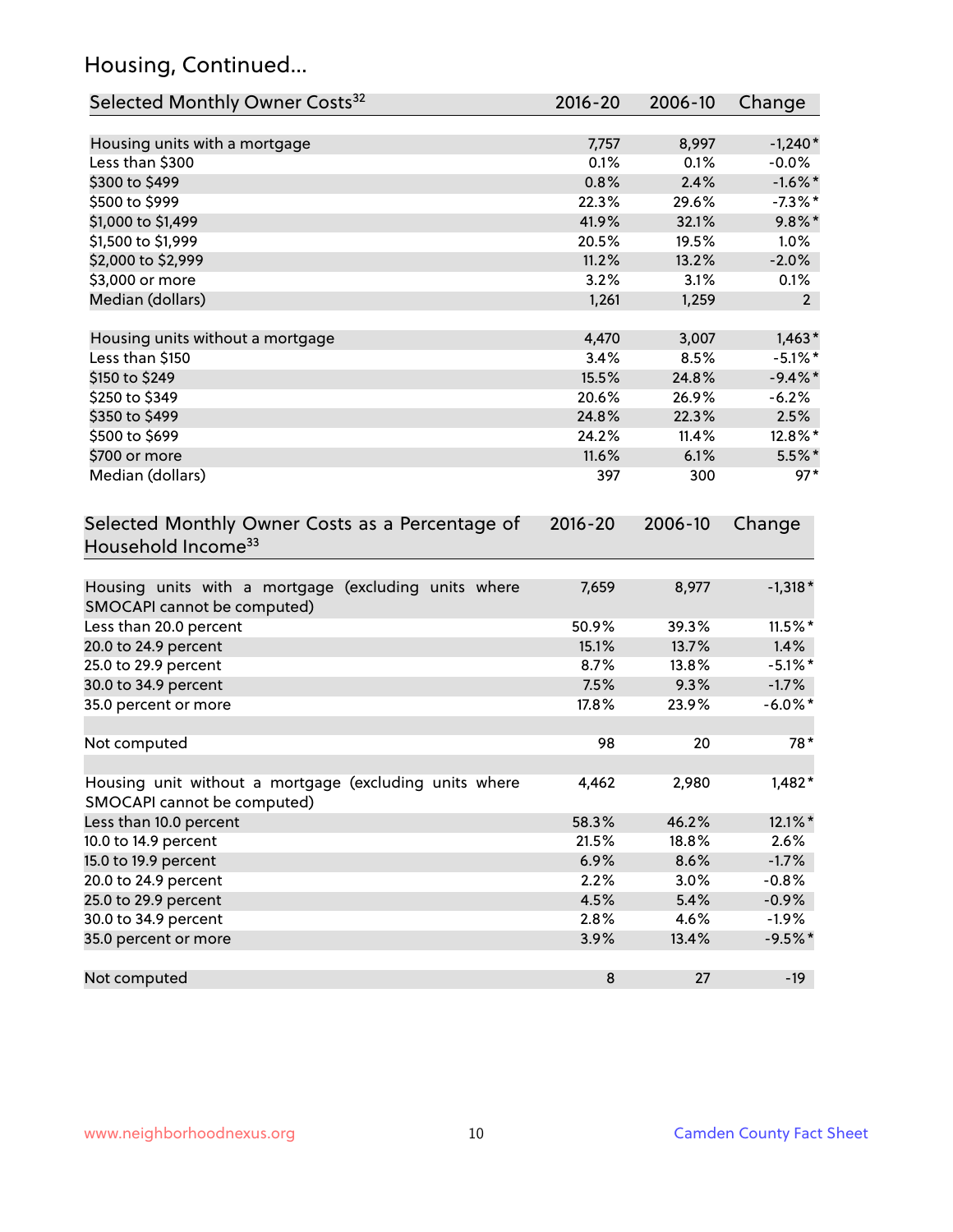## Housing, Continued...

| Selected Monthly Owner Costs[32] | 2016-20 | 2006-10 | Change |
|---|---|---|---|
| Housing units with a mortgage | 7,757 | 8,997 | -1,240* |
| Less than $300 | 0.1% | 0.1% | -0.0% |
| $300 to $499 | 0.8% | 2.4% | -1.6%* |
| $500 to $999 | 22.3% | 29.6% | -7.3%* |
| $1,000 to $1,499 | 41.9% | 32.1% | 9.8%* |
| $1,500 to $1,999 | 20.5% | 19.5% | 1.0% |
| $2,000 to $2,999 | 11.2% | 13.2% | -2.0% |
| $3,000 or more | 3.2% | 3.1% | 0.1% |
| Median (dollars) | 1,261 | 1,259 | 2 |
| Housing units without a mortgage | 4,470 | 3,007 | 1,463* |
| Less than $150 | 3.4% | 8.5% | -5.1%* |
| $150 to $249 | 15.5% | 24.8% | -9.4%* |
| $250 to $349 | 20.6% | 26.9% | -6.2% |
| $350 to $499 | 24.8% | 22.3% | 2.5% |
| $500 to $699 | 24.2% | 11.4% | 12.8%* |
| $700 or more | 11.6% | 6.1% | 5.5%* |
| Median (dollars) | 397 | 300 | 97* |

| Selected Monthly Owner Costs as a Percentage of Household Income[33] | 2016-20 | 2006-10 | Change |
|---|---|---|---|
| Housing units with a mortgage (excluding units where SMOCAPI cannot be computed) | 7,659 | 8,977 | -1,318* |
| Less than 20.0 percent | 50.9% | 39.3% | 11.5%* |
| 20.0 to 24.9 percent | 15.1% | 13.7% | 1.4% |
| 25.0 to 29.9 percent | 8.7% | 13.8% | -5.1%* |
| 30.0 to 34.9 percent | 7.5% | 9.3% | -1.7% |
| 35.0 percent or more | 17.8% | 23.9% | -6.0%* |
| Not computed | 98 | 20 | 78* |
| Housing unit without a mortgage (excluding units where SMOCAPI cannot be computed) | 4,462 | 2,980 | 1,482* |
| Less than 10.0 percent | 58.3% | 46.2% | 12.1%* |
| 10.0 to 14.9 percent | 21.5% | 18.8% | 2.6% |
| 15.0 to 19.9 percent | 6.9% | 8.6% | -1.7% |
| 20.0 to 24.9 percent | 2.2% | 3.0% | -0.8% |
| 25.0 to 29.9 percent | 4.5% | 5.4% | -0.9% |
| 30.0 to 34.9 percent | 2.8% | 4.6% | -1.9% |
| 35.0 percent or more | 3.9% | 13.4% | -9.5%* |
| Not computed | 8 | 27 | -19 |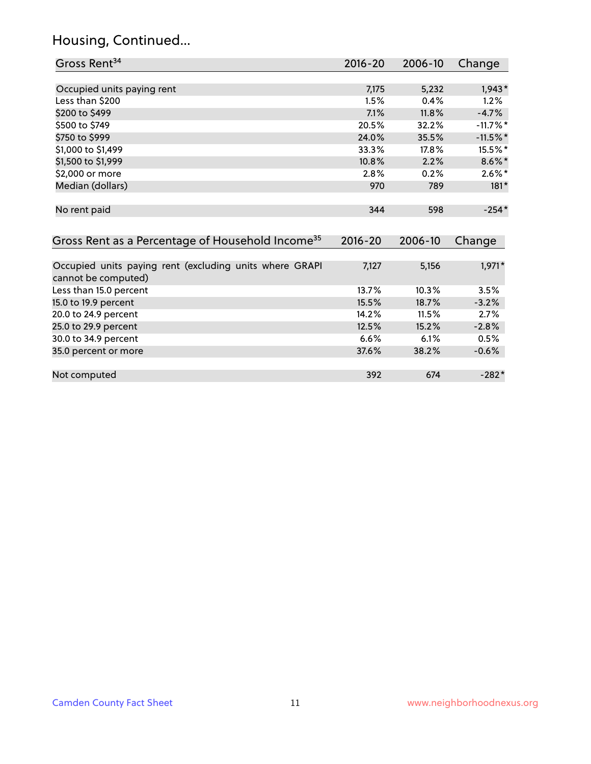# Housing, Continued...

| Gross Rent[34] | 2016-20 | 2006-10 | Change |
|---|---|---|---|
| Occupied units paying rent | 7,175 | 5,232 | 1,943* |
| Less than $200 | 1.5% | 0.4% | 1.2% |
| $200 to $499 | 7.1% | 11.8% | -4.7% |
| $500 to $749 | 20.5% | 32.2% | -11.7%* |
| $750 to $999 | 24.0% | 35.5% | -11.5%* |
| $1,000 to $1,499 | 33.3% | 17.8% | 15.5%* |
| $1,500 to $1,999 | 10.8% | 2.2% | 8.6%* |
| $2,000 or more | 2.8% | 0.2% | 2.6%* |
| Median (dollars) | 970 | 789 | 181* |
| No rent paid | 344 | 598 | -254* |

| Gross Rent as a Percentage of Household Income[35] | 2016-20 | 2006-10 | Change |
|---|---|---|---|
| Occupied units paying rent (excluding units where GRAPI cannot be computed) | 7,127 | 5,156 | 1,971* |
| Less than 15.0 percent | 13.7% | 10.3% | 3.5% |
| 15.0 to 19.9 percent | 15.5% | 18.7% | -3.2% |
| 20.0 to 24.9 percent | 14.2% | 11.5% | 2.7% |
| 25.0 to 29.9 percent | 12.5% | 15.2% | -2.8% |
| 30.0 to 34.9 percent | 6.6% | 6.1% | 0.5% |
| 35.0 percent or more | 37.6% | 38.2% | -0.6% |
| Not computed | 392 | 674 | -282* |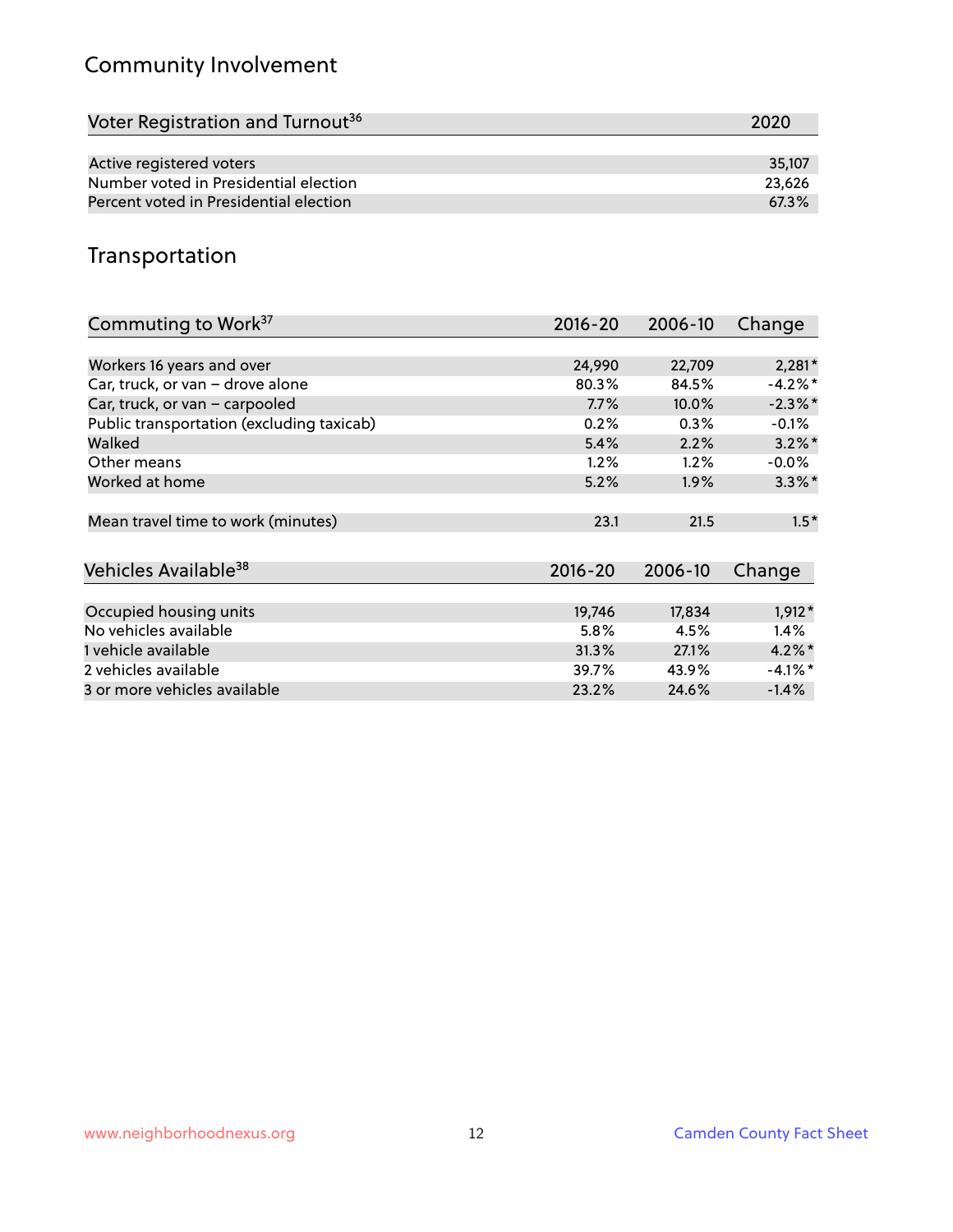## Community Involvement

| Voter Registration and Turnout[36] | 2020 |
|---|---|
| Active registered voters | 35,107 |
| Number voted in Presidential election | 23,626 |
| Percent voted in Presidential election | 67.3% |

## Transportation

| Commuting to Work[37] | 2016-20 | 2006-10 | Change |
|---|---|---|---|
| Workers 16 years and over | 24,990 | 22,709 | 2,281* |
| Car, truck, or van – drove alone | 80.3% | 84.5% | -4.2%* |
| Car, truck, or van – carpooled | 7.7% | 10.0% | -2.3%* |
| Public transportation (excluding taxicab) | 0.2% | 0.3% | -0.1% |
| Walked | 5.4% | 2.2% | 3.2%* |
| Other means | 1.2% | 1.2% | -0.0% |
| Worked at home | 5.2% | 1.9% | 3.3%* |
| Mean travel time to work (minutes) | 23.1 | 21.5 | 1.5* |

| Vehicles Available[38] | 2016-20 | 2006-10 | Change |
|---|---|---|---|
| Occupied housing units | 19,746 | 17,834 | 1,912* |
| No vehicles available | 5.8% | 4.5% | 1.4% |
| 1 vehicle available | 31.3% | 27.1% | 4.2%* |
| 2 vehicles available | 39.7% | 43.9% | -4.1%* |
| 3 or more vehicles available | 23.2% | 24.6% | -1.4% |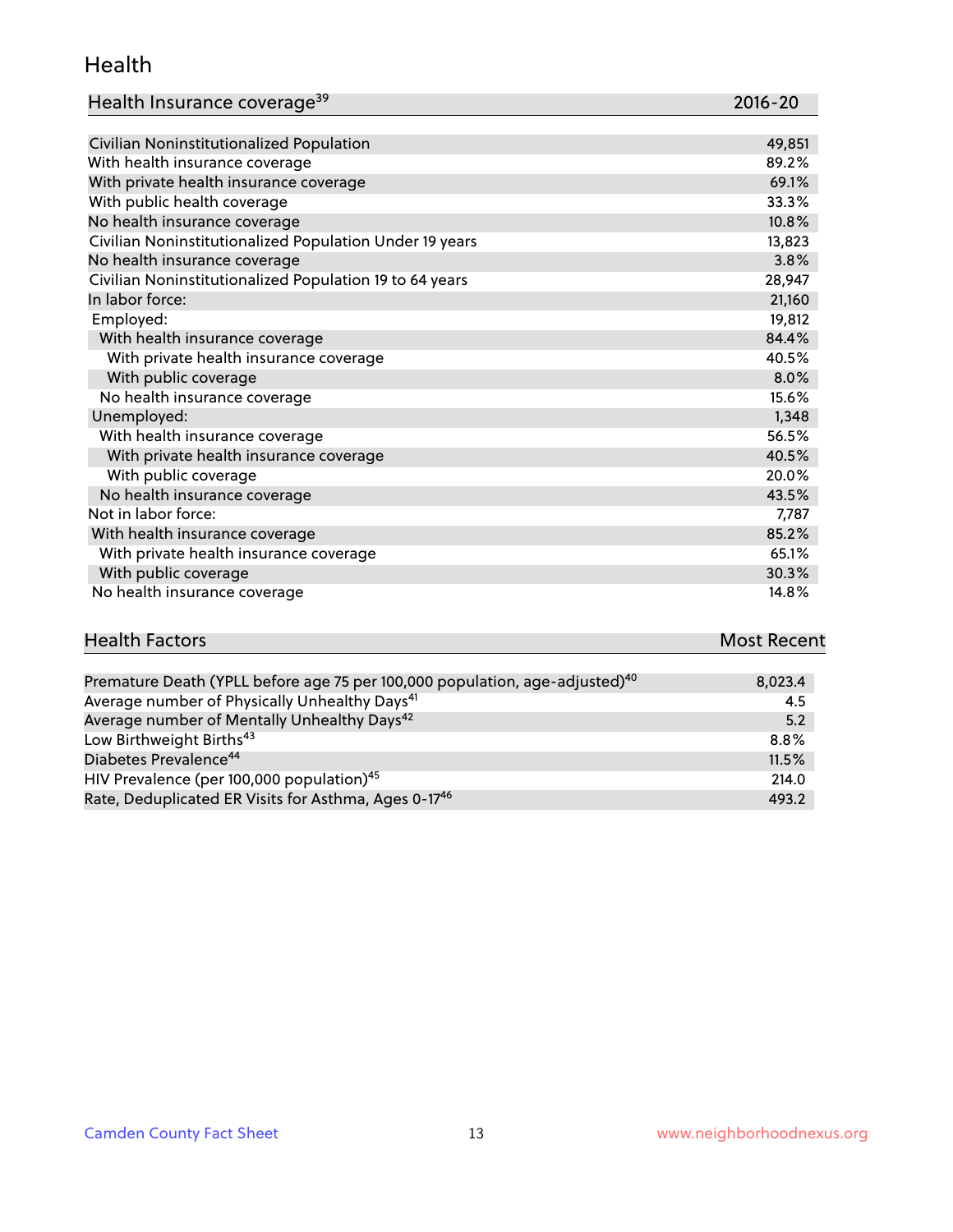# Health

| Health Insurance coverage[39] | 2016-20 |
|---|---|
| Civilian Noninstitutionalized Population | 49,851 |
| With health insurance coverage | 89.2% |
| With private health insurance coverage | 69.1% |
| With public health coverage | 33.3% |
| No health insurance coverage | 10.8% |
| Civilian Noninstitutionalized Population Under 19 years | 13,823 |
| No health insurance coverage | 3.8% |
| Civilian Noninstitutionalized Population 19 to 64 years | 28,947 |
| In labor force: | 21,160 |
| Employed: | 19,812 |
| With health insurance coverage | 84.4% |
| With private health insurance coverage | 40.5% |
| With public coverage | 8.0% |
| No health insurance coverage | 15.6% |
| Unemployed: | 1,348 |
| With health insurance coverage | 56.5% |
| With private health insurance coverage | 40.5% |
| With public coverage | 20.0% |
| No health insurance coverage | 43.5% |
| Not in labor force: | 7,787 |
| With health insurance coverage | 85.2% |
| With private health insurance coverage | 65.1% |
| With public coverage | 30.3% |
| No health insurance coverage | 14.8% |

| Health Factors | Most Recent |
|---|---|
| Premature Death (YPLL before age 75 per 100,000 population, age-adjusted)[40] | 8,023.4 |
| Average number of Physically Unhealthy Days[41] | 4.5 |
| Average number of Mentally Unhealthy Days[42] | 5.2 |
| Low Birthweight Births[43] | 8.8% |
| Diabetes Prevalence[44] | 11.5% |
| HIV Prevalence (per 100,000 population)[45] | 214.0 |
| Rate, Deduplicated ER Visits for Asthma, Ages 0-17[46] | 493.2 |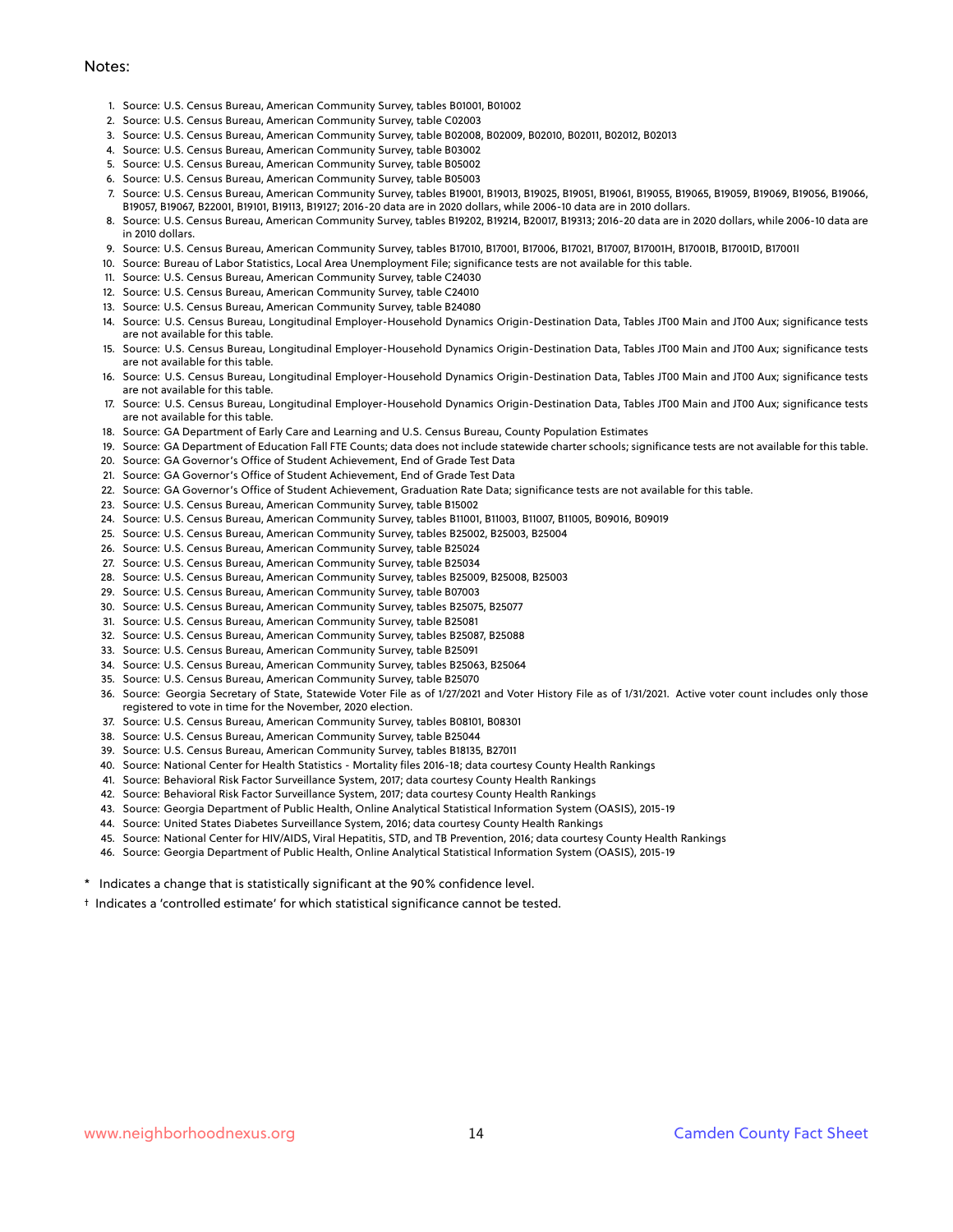Notes:

1. Source: U.S. Census Bureau, American Community Survey, tables B01001, B01002
2. Source: U.S. Census Bureau, American Community Survey, table C02003
3. Source: U.S. Census Bureau, American Community Survey, table B02008, B02009, B02010, B02011, B02012, B02013
4. Source: U.S. Census Bureau, American Community Survey, table B03002
5. Source: U.S. Census Bureau, American Community Survey, table B05002
6. Source: U.S. Census Bureau, American Community Survey, table B05003
7. Source: U.S. Census Bureau, American Community Survey, tables B19001, B19013, B19025, B19051, B19061, B19055, B19065, B19059, B19069, B19056, B19066, B19057, B19067, B22001, B19101, B19113, B19127; 2016-20 data are in 2020 dollars, while 2006-10 data are in 2010 dollars.
8. Source: U.S. Census Bureau, American Community Survey, tables B19202, B19214, B20017, B19313; 2016-20 data are in 2020 dollars, while 2006-10 data are in 2010 dollars.
9. Source: U.S. Census Bureau, American Community Survey, tables B17010, B17001, B17006, B17021, B17007, B17001H, B17001B, B17001D, B17001I
10. Source: Bureau of Labor Statistics, Local Area Unemployment File; significance tests are not available for this table.
11. Source: U.S. Census Bureau, American Community Survey, table C24030
12. Source: U.S. Census Bureau, American Community Survey, table C24010
13. Source: U.S. Census Bureau, American Community Survey, table B24080
14. Source: U.S. Census Bureau, Longitudinal Employer-Household Dynamics Origin-Destination Data, Tables JT00 Main and JT00 Aux; significance tests are not available for this table.
15. Source: U.S. Census Bureau, Longitudinal Employer-Household Dynamics Origin-Destination Data, Tables JT00 Main and JT00 Aux; significance tests are not available for this table.
16. Source: U.S. Census Bureau, Longitudinal Employer-Household Dynamics Origin-Destination Data, Tables JT00 Main and JT00 Aux; significance tests are not available for this table.
17. Source: U.S. Census Bureau, Longitudinal Employer-Household Dynamics Origin-Destination Data, Tables JT00 Main and JT00 Aux; significance tests are not available for this table.
18. Source: GA Department of Early Care and Learning and U.S. Census Bureau, County Population Estimates
19. Source: GA Department of Education Fall FTE Counts; data does not include statewide charter schools; significance tests are not available for this table.
20. Source: GA Governor's Office of Student Achievement, End of Grade Test Data
21. Source: GA Governor's Office of Student Achievement, End of Grade Test Data
22. Source: GA Governor's Office of Student Achievement, Graduation Rate Data; significance tests are not available for this table.
23. Source: U.S. Census Bureau, American Community Survey, table B15002
24. Source: U.S. Census Bureau, American Community Survey, tables B11001, B11003, B11007, B11005, B09016, B09019
25. Source: U.S. Census Bureau, American Community Survey, tables B25002, B25003, B25004
26. Source: U.S. Census Bureau, American Community Survey, table B25024
27. Source: U.S. Census Bureau, American Community Survey, table B25034
28. Source: U.S. Census Bureau, American Community Survey, tables B25009, B25008, B25003
29. Source: U.S. Census Bureau, American Community Survey, table B07003
30. Source: U.S. Census Bureau, American Community Survey, tables B25075, B25077
31. Source: U.S. Census Bureau, American Community Survey, table B25081
32. Source: U.S. Census Bureau, American Community Survey, tables B25087, B25088
33. Source: U.S. Census Bureau, American Community Survey, table B25091
34. Source: U.S. Census Bureau, American Community Survey, tables B25063, B25064
35. Source: U.S. Census Bureau, American Community Survey, table B25070
36. Source: Georgia Secretary of State, Statewide Voter File as of 1/27/2021 and Voter History File as of 1/31/2021. Active voter count includes only those registered to vote in time for the November, 2020 election.
37. Source: U.S. Census Bureau, American Community Survey, tables B08101, B08301
38. Source: U.S. Census Bureau, American Community Survey, table B25044
39. Source: U.S. Census Bureau, American Community Survey, tables B18135, B27011
40. Source: National Center for Health Statistics - Mortality files 2016-18; data courtesy County Health Rankings
41. Source: Behavioral Risk Factor Surveillance System, 2017; data courtesy County Health Rankings
42. Source: Behavioral Risk Factor Surveillance System, 2017; data courtesy County Health Rankings
43. Source: Georgia Department of Public Health, Online Analytical Statistical Information System (OASIS), 2015-19
44. Source: United States Diabetes Surveillance System, 2016; data courtesy County Health Rankings
45. Source: National Center for HIV/AIDS, Viral Hepatitis, STD, and TB Prevention, 2016; data courtesy County Health Rankings
46. Source: Georgia Department of Public Health, Online Analytical Statistical Information System (OASIS), 2015-19

\* Indicates a change that is statistically significant at the 90% confidence level.

† Indicates a 'controlled estimate' for which statistical significance cannot be tested.